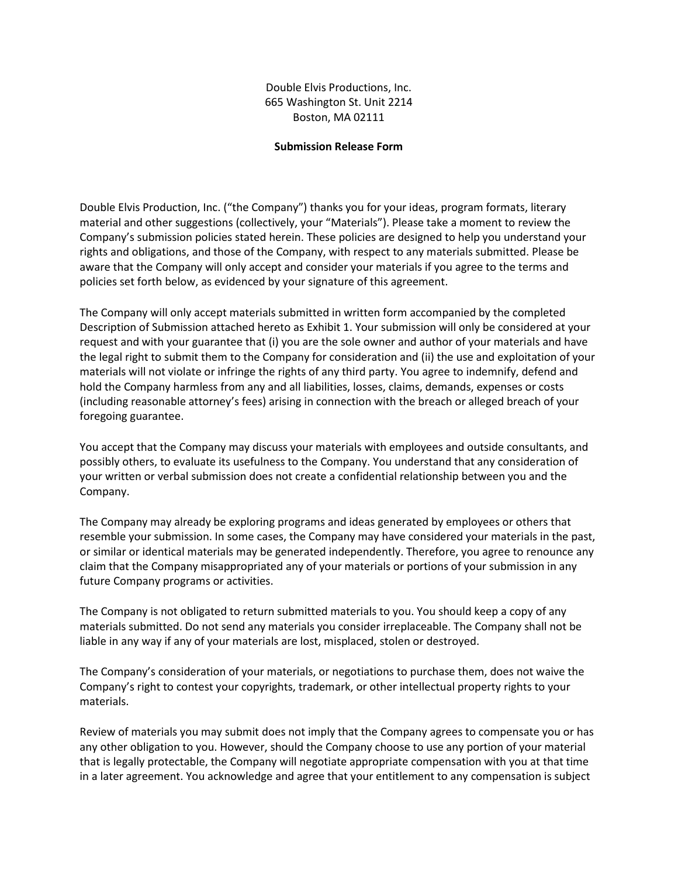Double Elvis Productions, Inc.
665 Washington St. Unit 2214
Boston, MA 02111

**Submission Release Form**

Double Elvis Production, Inc. ("the Company") thanks you for your ideas, program formats, literary material and other suggestions (collectively, your "Materials"). Please take a moment to review the Company's submission policies stated herein. These policies are designed to help you understand your rights and obligations, and those of the Company, with respect to any materials submitted. Please be aware that the Company will only accept and consider your materials if you agree to the terms and policies set forth below, as evidenced by your signature of this agreement.

The Company will only accept materials submitted in written form accompanied by the completed Description of Submission attached hereto as Exhibit 1. Your submission will only be considered at your request and with your guarantee that (i) you are the sole owner and author of your materials and have the legal right to submit them to the Company for consideration and (ii) the use and exploitation of your materials will not violate or infringe the rights of any third party. You agree to indemnify, defend and hold the Company harmless from any and all liabilities, losses, claims, demands, expenses or costs (including reasonable attorney's fees) arising in connection with the breach or alleged breach of your foregoing guarantee.

You accept that the Company may discuss your materials with employees and outside consultants, and possibly others, to evaluate its usefulness to the Company. You understand that any consideration of your written or verbal submission does not create a confidential relationship between you and the Company.

The Company may already be exploring programs and ideas generated by employees or others that resemble your submission. In some cases, the Company may have considered your materials in the past, or similar or identical materials may be generated independently. Therefore, you agree to renounce any claim that the Company misappropriated any of your materials or portions of your submission in any future Company programs or activities.

The Company is not obligated to return submitted materials to you. You should keep a copy of any materials submitted. Do not send any materials you consider irreplaceable. The Company shall not be liable in any way if any of your materials are lost, misplaced, stolen or destroyed.

The Company's consideration of your materials, or negotiations to purchase them, does not waive the Company's right to contest your copyrights, trademark, or other intellectual property rights to your materials.

Review of materials you may submit does not imply that the Company agrees to compensate you or has any other obligation to you. However, should the Company choose to use any portion of your material that is legally protectable, the Company will negotiate appropriate compensation with you at that time in a later agreement. You acknowledge and agree that your entitlement to any compensation is subject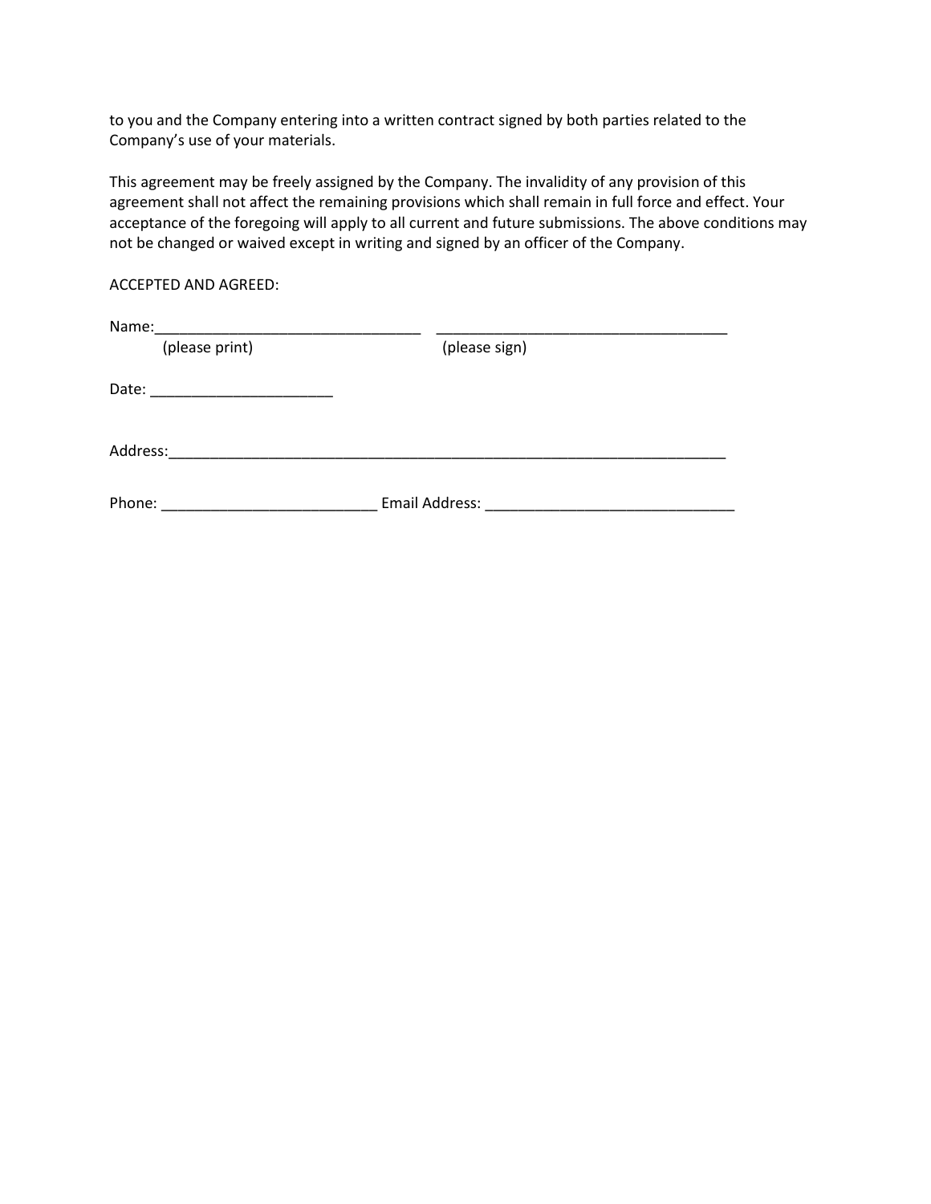to you and the Company entering into a written contract signed by both parties related to the Company's use of your materials.

This agreement may be freely assigned by the Company. The invalidity of any provision of this agreement shall not affect the remaining provisions which shall remain in full force and effect. Your acceptance of the foregoing will apply to all current and future submissions. The above conditions may not be changed or waived except in writing and signed by an officer of the Company.

ACCEPTED AND AGREED:

Name:________________________________ ___________________________________
(please print) (please sign)

Date: ______________________

Address:_____________________________________________________________________

Phone: __________________________ Email Address: ______________________________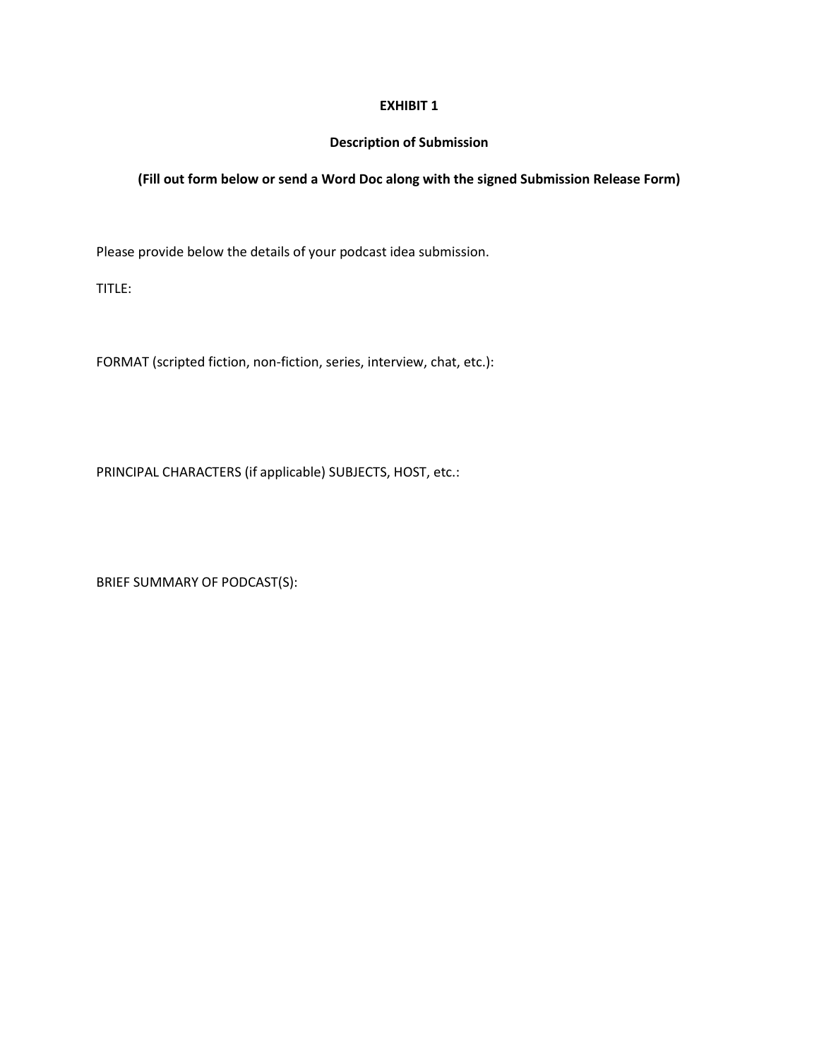**EXHIBIT 1**

**Description of Submission**

**(Fill out form below or send a Word Doc along with the signed Submission Release Form)**

Please provide below the details of your podcast idea submission.

TITLE:

FORMAT (scripted fiction, non-fiction, series, interview, chat, etc.):

PRINCIPAL CHARACTERS (if applicable) SUBJECTS, HOST, etc.:

BRIEF SUMMARY OF PODCAST(S):